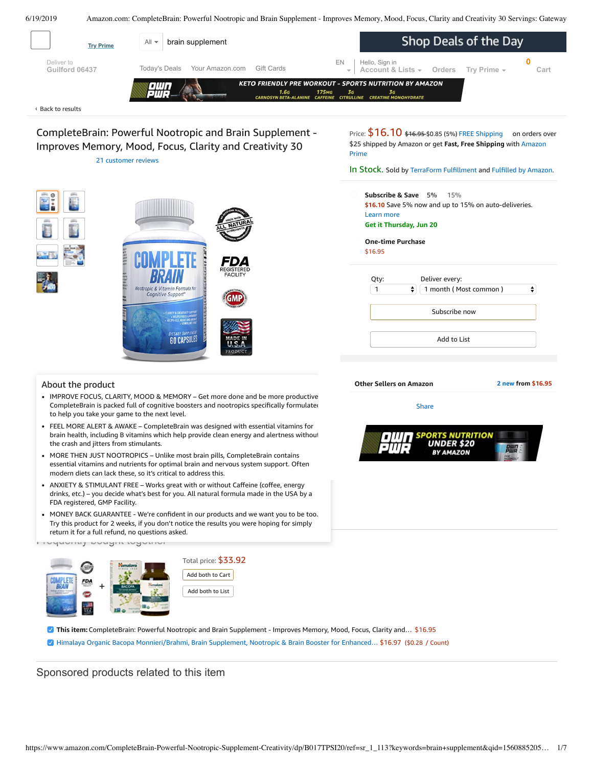Try Prime

All | brain supplement

Shop Deals of the Day

Deliver to
Guilford 06437

Today's Deals   Your Amazon.com   Gift Cards

EN

Hello, Sign in
Account & Lists   Orders   Try Prime

0
Cart

KETO FRIENDLY PRE WORKOUT - SPORTS NUTRITION BY AMAZON
1.6G CARNOSYN BETA-ALANINE   175MG CAFFEINE   3G CITRULLINE   3G CREATINE MONOHYDRATE

‹ Back to results

# CompleteBrain: Powerful Nootropic and Brain Supplement - Improves Memory, Mood, Focus, Clarity and Creativity 30

21 customer reviews

Price: $16.10 ~~$16.95~~ $0.85 (5%) FREE Shipping on orders over $25 shipped by Amazon or get **Fast, Free Shipping** with Amazon Prime

In Stock. Sold by TerraForm Fulfillment and Fulfilled by Amazon.

**Subscribe & Save** 5% 15%
$16.10 Save 5% now and up to 15% on auto-deliveries.
Learn more
Get it Thursday, Jun 20

**One-time Purchase**
$16.95

Qty: 1   Deliver every: 1 month ( Most common )

Subscribe now

Add to List

**Other Sellers on Amazon**   2 new from $16.95

Share

OWN PWR SPORTS NUTRITION UNDER $20 BY AMAZON

## About the product

- IMPROVE FOCUS, CLARITY, MOOD & MEMORY – Get more done and be more productive CompleteBrain is packed full of cognitive boosters and nootropics specifically formulated to help you take your game to the next level.
- FEEL MORE ALERT & AWAKE – CompleteBrain was designed with essential vitamins for brain health, including B vitamins which help provide clean energy and alertness without the crash and jitters from stimulants.
- MORE THEN JUST NOOTROPICS – Unlike most brain pills, CompleteBrain contains essential vitamins and nutrients for optimal brain and nervous system support. Often modern diets can lack these, so it's critical to address this.
- ANXIETY & STIMULANT FREE – Works great with or without Caffeine (coffee, energy drinks, etc.) – you decide what's best for you. All natural formula made in the USA by a FDA registered, GMP Facility.
- MONEY BACK GUARANTEE - We're confident in our products and we want you to be too. Try this product for 2 weeks, if you don't notice the results you were hoping for simply return it for a full refund, no questions asked.

## Frequently bought together

Total price: $33.92

Add both to Cart

Add both to List

- [x] **This item:** CompleteBrain: Powerful Nootropic and Brain Supplement - Improves Memory, Mood, Focus, Clarity and… $16.95
- [x] Himalaya Organic Bacopa Monnieri/Brahmi, Brain Supplement, Nootropic & Brain Booster for Enhanced… $16.97 ($0.28 / Count)

## Sponsored products related to this item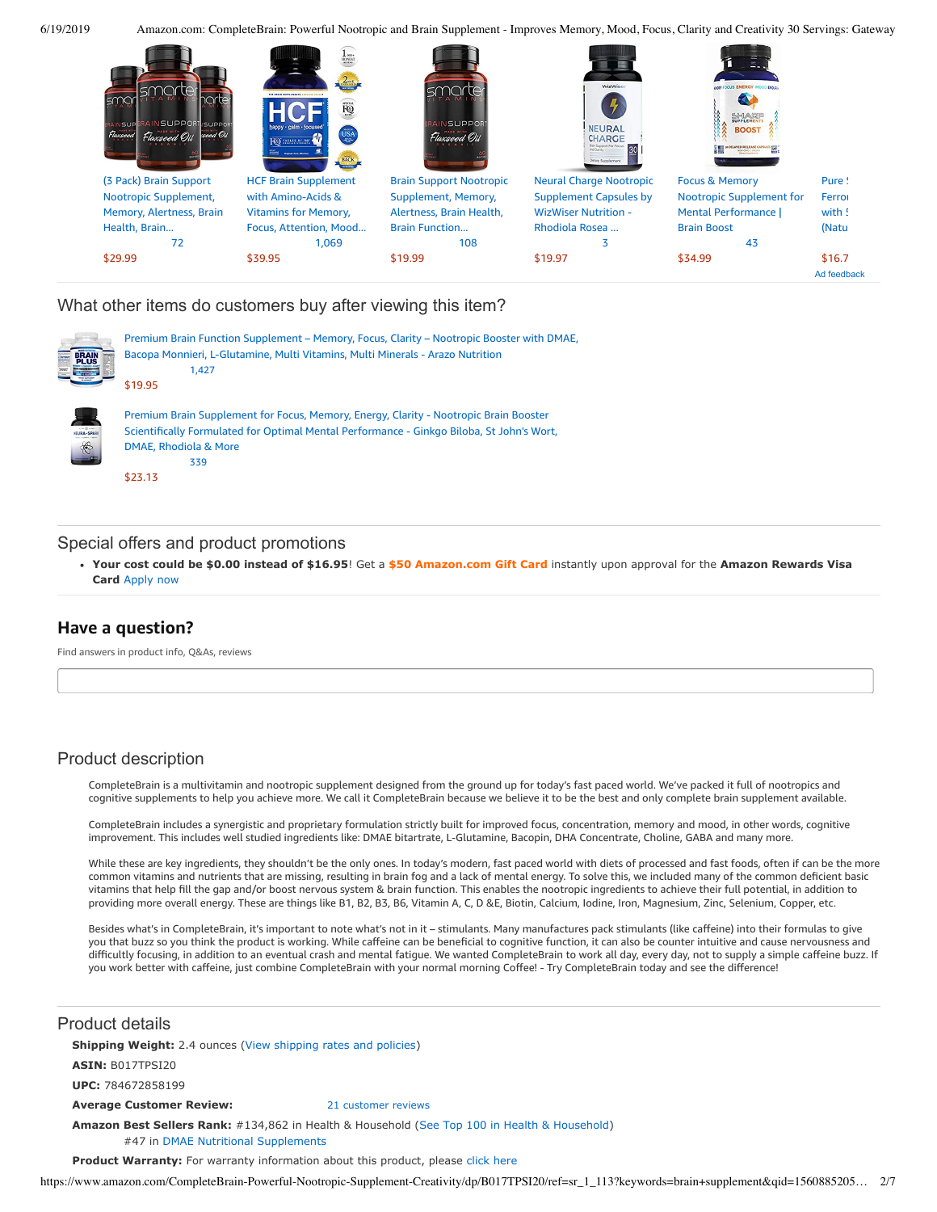(3 Pack) Brain Support Nootropic Supplement, Memory, Alertness, Brain Health, Brain...
72
$29.99

HCF Brain Supplement with Amino-Acids & Vitamins for Memory, Focus, Attention, Mood...
1,069
$39.95

Brain Support Nootropic Supplement, Memory, Alertness, Brain Health, Brain Function...
108
$19.99

Neural Charge Nootropic Supplement Capsules by WizWiser Nutrition - Rhodiola Rosea ...
3
$19.97

Focus & Memory Nootropic Supplement for Mental Performance | Brain Boost
43
$34.99

Pure ... Ferro... with ... (Natu...
$16.7...

Ad feedback

## What other items do customers buy after viewing this item?

Premium Brain Function Supplement – Memory, Focus, Clarity – Nootropic Booster with DMAE, Bacopa Monnieri, L-Glutamine, Multi Vitamins, Multi Minerals - Arazo Nutrition
1,427
$19.95

Premium Brain Supplement for Focus, Memory, Energy, Clarity - Nootropic Brain Booster Scientifically Formulated for Optimal Mental Performance - Ginkgo Biloba, St John's Wort, DMAE, Rhodiola & More
339
$23.13

## Special offers and product promotions

- **Your cost could be $0.00 instead of $16.95**! Get a **$50 Amazon.com Gift Card** instantly upon approval for the **Amazon Rewards Visa Card** Apply now

## Have a question?

Find answers in product info, Q&As, reviews

## Product description

CompleteBrain is a multivitamin and nootropic supplement designed from the ground up for today's fast paced world. We've packed it full of nootropics and cognitive supplements to help you achieve more. We call it CompleteBrain because we believe it to be the best and only complete brain supplement available.

CompleteBrain includes a synergistic and proprietary formulation strictly built for improved focus, concentration, memory and mood, in other words, cognitive improvement. This includes well studied ingredients like: DMAE bitartrate, L-Glutamine, Bacopin, DHA Concentrate, Choline, GABA and many more.

While these are key ingredients, they shouldn't be the only ones. In today's modern, fast paced world with diets of processed and fast foods, often if can be the more common vitamins and nutrients that are missing, resulting in brain fog and a lack of mental energy. To solve this, we included many of the common deficient basic vitamins that help fill the gap and/or boost nervous system & brain function. This enables the nootropic ingredients to achieve their full potential, in addition to providing more overall energy. These are things like B1, B2, B3, B6, Vitamin A, C, D &E, Biotin, Calcium, Iodine, Iron, Magnesium, Zinc, Selenium, Copper, etc.

Besides what's in CompleteBrain, it's important to note what's not in it – stimulants. Many manufactures pack stimulants (like caffeine) into their formulas to give you that buzz so you think the product is working. While caffeine can be beneficial to cognitive function, it can also be counter intuitive and cause nervousness and difficultly focusing, in addition to an eventual crash and mental fatigue. We wanted CompleteBrain to work all day, every day, not to supply a simple caffeine buzz. If you work better with caffeine, just combine CompleteBrain with your normal morning Coffee! - Try CompleteBrain today and see the difference!

## Product details

**Shipping Weight:** 2.4 ounces (View shipping rates and policies)

**ASIN:** B017TPSI20

**UPC:** 784672858199

**Average Customer Review:** 21 customer reviews

**Amazon Best Sellers Rank:** #134,862 in Health & Household (See Top 100 in Health & Household)
#47 in DMAE Nutritional Supplements

**Product Warranty:** For warranty information about this product, please click here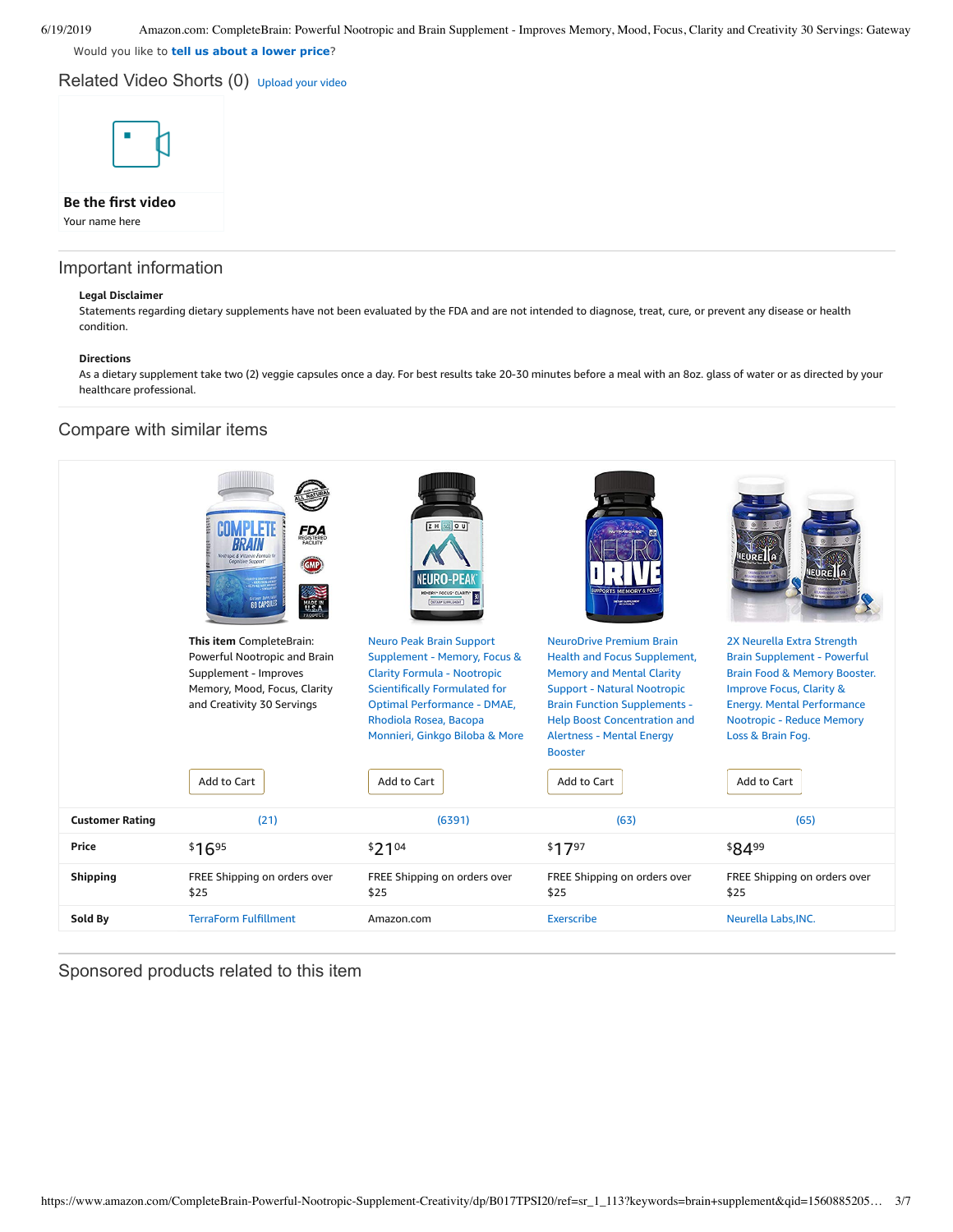Would you like to **tell us about a lower price**?

## Related Video Shorts (0) Upload your video

**Be the first video**

Your name here

## Important information

**Legal Disclaimer**

Statements regarding dietary supplements have not been evaluated by the FDA and are not intended to diagnose, treat, cure, or prevent any disease or health condition.

**Directions**

As a dietary supplement take two (2) veggie capsules once a day. For best results take 20-30 minutes before a meal with an 8oz. glass of water or as directed by your healthcare professional.

## Compare with similar items

| | **This item** CompleteBrain: Powerful Nootropic and Brain Supplement - Improves Memory, Mood, Focus, Clarity and Creativity 30 Servings | Neuro Peak Brain Support Supplement - Memory, Focus & Clarity Formula - Nootropic Scientifically Formulated for Optimal Performance - DMAE, Rhodiola Rosea, Bacopa Monnieri, Ginkgo Biloba & More | NeuroDrive Premium Brain Health and Focus Supplement, Memory and Mental Clarity Support - Natural Nootropic Brain Function Supplements - Help Boost Concentration and Alertness - Mental Energy Booster | 2X Neurella Extra Strength Brain Supplement - Powerful Brain Food & Memory Booster. Improve Focus, Clarity & Energy. Mental Performance Nootropic - Reduce Memory Loss & Brain Fog. |
|---|---|---|---|---|
| | Add to Cart | Add to Cart | Add to Cart | Add to Cart |
| **Customer Rating** | (21) | (6391) | (63) | (65) |
| **Price** | $16.95 | $21.04 | $17.97 | $84.99 |
| **Shipping** | FREE Shipping on orders over $25 | FREE Shipping on orders over $25 | FREE Shipping on orders over $25 | FREE Shipping on orders over $25 |
| **Sold By** | TerraForm Fulfillment | Amazon.com | Exerscribe | Neurella Labs,INC. |

## Sponsored products related to this item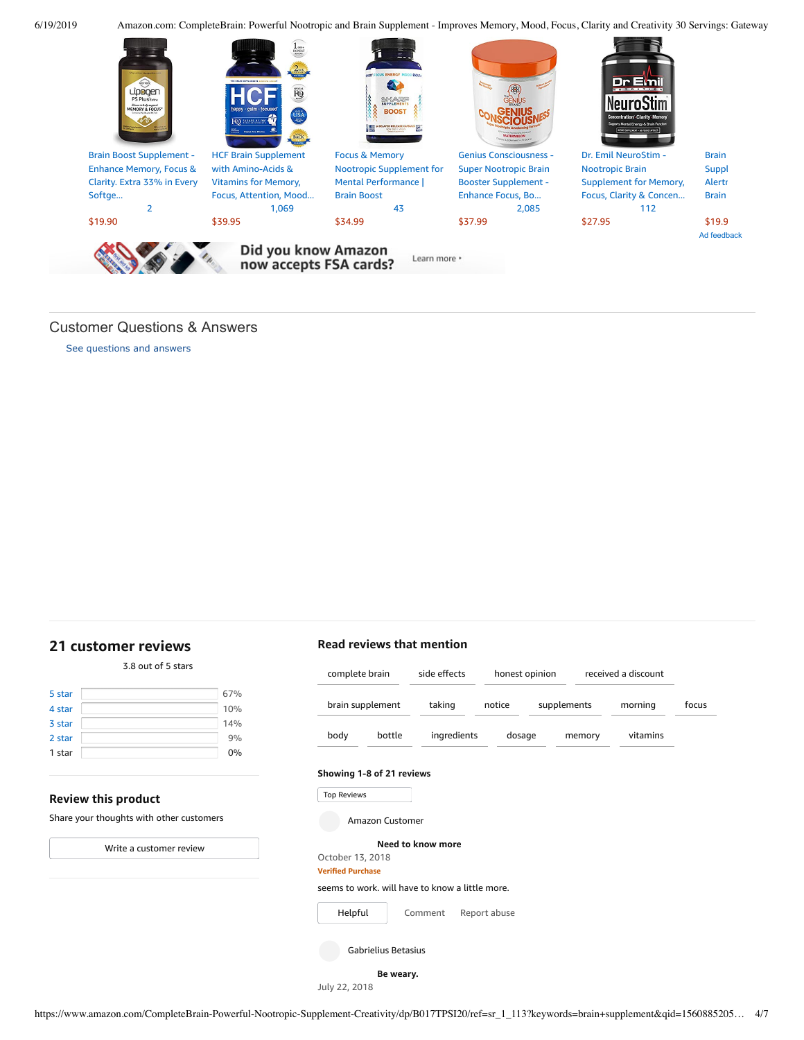| Brain Boost Supplement - Enhance Memory, Focus & Clarity. Extra 33% in Every Softge... | HCF Brain Supplement with Amino-Acids & Vitamins for Memory, Focus, Attention, Mood... | Focus & Memory Nootropic Supplement for Mental Performance \| Brain Boost | Genius Consciousness - Super Nootropic Brain Booster Supplement - Enhance Focus, Bo... | Dr. Emil NeuroStim - Nootropic Brain Supplement for Memory, Focus, Clarity & Concen... | Brain Suppl Alertr Brain |
|---|---|---|---|---|---|
| 2 | 1,069 | 43 | 2,085 | 112 | |
| $19.90 | $39.95 | $34.99 | $37.99 | $27.95 | $19.9 |

Ad feedback

Did you know Amazon now accepts FSA cards? Learn more ›

## Customer Questions & Answers

See questions and answers

## 21 customer reviews

3.8 out of 5 stars

| | |
|---|---|
| 5 star | 67% |
| 4 star | 10% |
| 3 star | 14% |
| 2 star | 9% |
| 1 star | 0% |

### Review this product

Share your thoughts with other customers

Write a customer review

### Read reviews that mention

complete brain | side effects | honest opinion | received a discount | brain supplement | taking | notice | supplements | morning | focus | body | bottle | ingredients | dosage | memory | vitamins

**Showing 1-8 of 21 reviews**

Top Reviews

Amazon Customer

**Need to know more**

October 13, 2018

Verified Purchase

seems to work. will have to know a little more.

Helpful Comment Report abuse

Gabrielius Betasius

**Be weary.**

July 22, 2018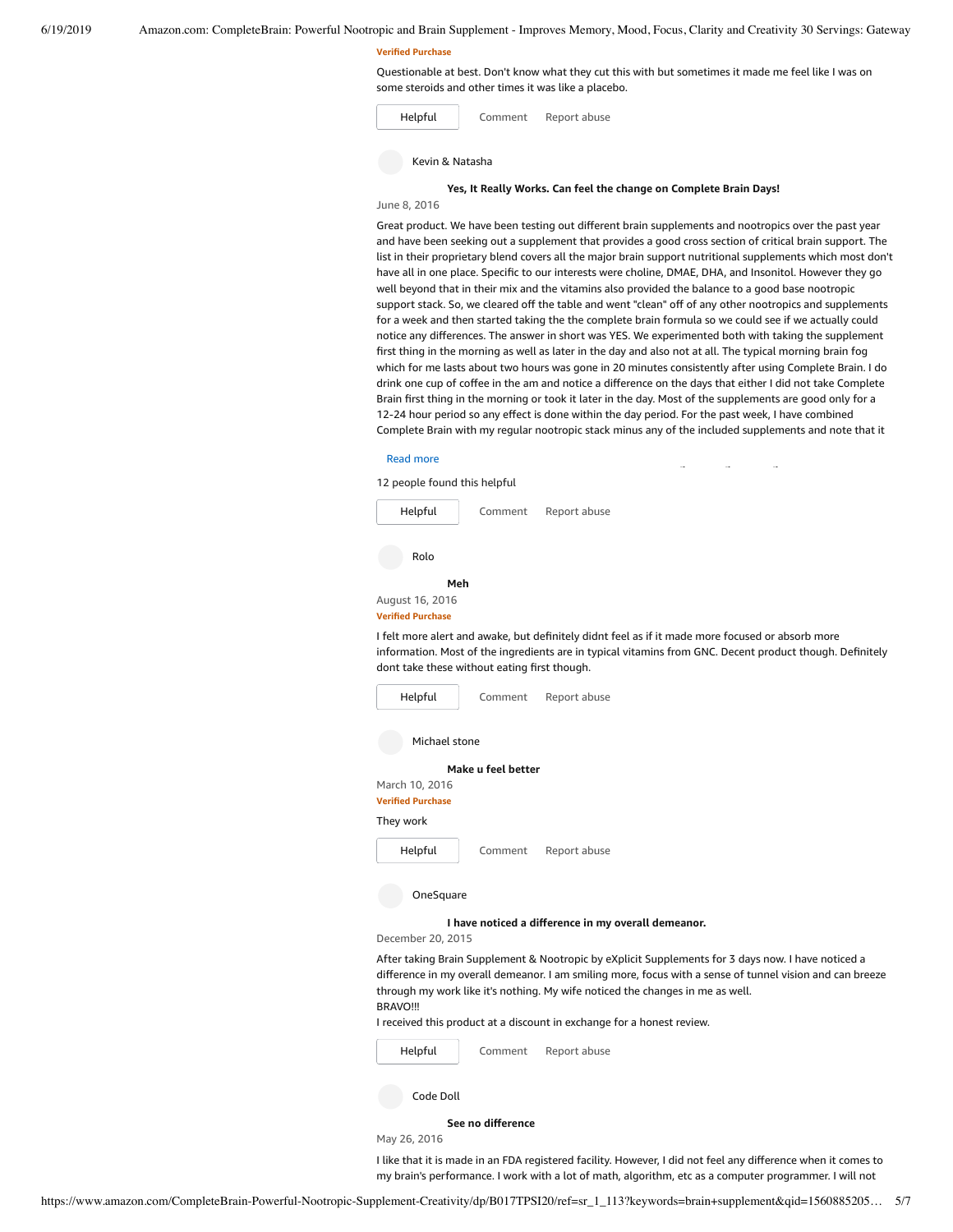**Verified Purchase**

Questionable at best. Don't know what they cut this with but sometimes it made me feel like I was on some steroids and other times it was like a placebo.

Helpful | Comment | Report abuse

Kevin & Natasha

**Yes, It Really Works. Can feel the change on Complete Brain Days!**

June 8, 2016

Great product. We have been testing out different brain supplements and nootropics over the past year and have been seeking out a supplement that provides a good cross section of critical brain support. The list in their proprietary blend covers all the major brain support nutritional supplements which most don't have all in one place. Specific to our interests were choline, DMAE, DHA, and Insonitol. However they go well beyond that in their mix and the vitamins also provided the balance to a good base nootropic support stack. So, we cleared off the table and went "clean" off of any other nootropics and supplements for a week and then started taking the the complete brain formula so we could see if we actually could notice any differences. The answer in short was YES. We experimented both with taking the supplement first thing in the morning as well as later in the day and also not at all. The typical morning brain fog which for me lasts about two hours was gone in 20 minutes consistently after using Complete Brain. I do drink one cup of coffee in the am and notice a difference on the days that either I did not take Complete Brain first thing in the morning or took it later in the day. Most of the supplements are good only for a 12-24 hour period so any effect is done within the day period. For the past week, I have combined Complete Brain with my regular nootropic stack minus any of the included supplements and note that it

Read more

12 people found this helpful

Helpful | Comment | Report abuse

Rolo

**Meh**

August 16, 2016

**Verified Purchase**

I felt more alert and awake, but definitely didnt feel as if it made more focused or absorb more information. Most of the ingredients are in typical vitamins from GNC. Decent product though. Definitely dont take these without eating first though.

Helpful | Comment | Report abuse

Michael stone

**Make u feel better**

March 10, 2016

**Verified Purchase**

They work

Helpful | Comment | Report abuse

OneSquare

**I have noticed a difference in my overall demeanor.**

December 20, 2015

After taking Brain Supplement & Nootropic by eXplicit Supplements for 3 days now. I have noticed a difference in my overall demeanor. I am smiling more, focus with a sense of tunnel vision and can breeze through my work like it's nothing. My wife noticed the changes in me as well.
BRAVO!!!
I received this product at a discount in exchange for a honest review.

Helpful | Comment | Report abuse

Code Doll

**See no difference**

May 26, 2016

I like that it is made in an FDA registered facility. However, I did not feel any difference when it comes to my brain's performance. I work with a lot of math, algorithm, etc as a computer programmer. I will not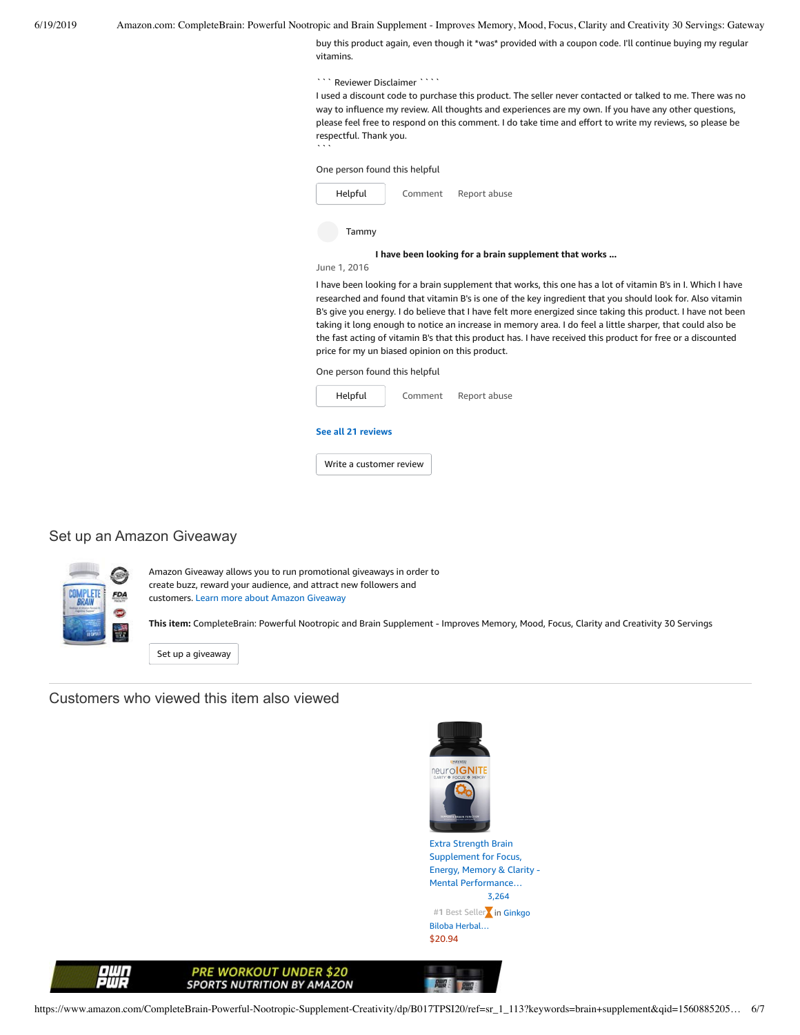buy this product again, even though it *was* provided with a coupon code. I'll continue buying my regular vitamins.

``` Reviewer Disclaimer ````
I used a discount code to purchase this product. The seller never contacted or talked to me. There was no way to influence my review. All thoughts and experiences are my own. If you have any other questions, please feel free to respond on this comment. I do take time and effort to write my reviews, so please be respectful. Thank you.
```

One person found this helpful

Helpful | Comment | Report abuse

Tammy

**I have been looking for a brain supplement that works ...**

June 1, 2016

I have been looking for a brain supplement that works, this one has a lot of vitamin B's in I. Which I have researched and found that vitamin B's is one of the key ingredient that you should look for. Also vitamin B's give you energy. I do believe that I have felt more energized since taking this product. I have not been taking it long enough to notice an increase in memory area. I do feel a little sharper, that could also be the fast acting of vitamin B's that this product has. I have received this product for free or a discounted price for my un biased opinion on this product.

One person found this helpful

Helpful | Comment | Report abuse

**See all 21 reviews**

Write a customer review

## Set up an Amazon Giveaway

Amazon Giveaway allows you to run promotional giveaways in order to create buzz, reward your audience, and attract new followers and customers. Learn more about Amazon Giveaway

**This item:** CompleteBrain: Powerful Nootropic and Brain Supplement - Improves Memory, Mood, Focus, Clarity and Creativity 30 Servings

Set up a giveaway

## Customers who viewed this item also viewed

Extra Strength Brain Supplement for Focus, Energy, Memory & Clarity - Mental Performance…

3,264

#1 Best Seller in Ginkgo Biloba Herbal…

$20.94

PRE WORKOUT UNDER $20
SPORTS NUTRITION BY AMAZON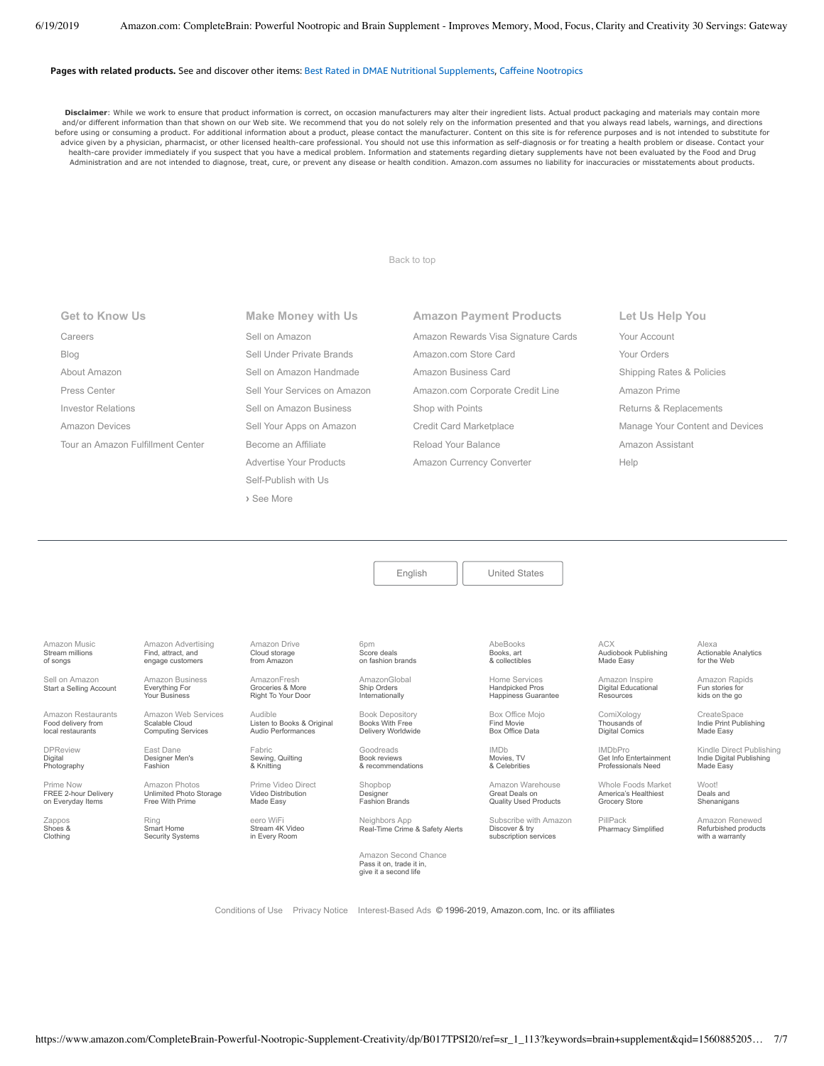**Pages with related products.** See and discover other items: Best Rated in DMAE Nutritional Supplements, Caffeine Nootropics

**Disclaimer**: While we work to ensure that product information is correct, on occasion manufacturers may alter their ingredient lists. Actual product packaging and materials may contain more and/or different information than that shown on our Web site. We recommend that you do not solely rely on the information presented and that you always read labels, warnings, and directions before using or consuming a product. For additional information about a product, please contact the manufacturer. Content on this site is for reference purposes and is not intended to substitute for advice given by a physician, pharmacist, or other licensed health-care professional. You should not use this information as self-diagnosis or for treating a health problem or disease. Contact your health-care provider immediately if you suspect that you have a medical problem. Information and statements regarding dietary supplements have not been evaluated by the Food and Drug Administration and are not intended to diagnose, treat, cure, or prevent any disease or health condition. Amazon.com assumes no liability for inaccuracies or misstatements about products.

Back to top

### Get to Know Us

- Careers
- Blog
- About Amazon
- Press Center
- Investor Relations
- Amazon Devices
- Tour an Amazon Fulfillment Center

### Make Money with Us

- Sell on Amazon
- Sell Under Private Brands
- Sell on Amazon Handmade
- Sell Your Services on Amazon
- Sell on Amazon Business
- Sell Your Apps on Amazon
- Become an Affiliate
- Advertise Your Products
- Self-Publish with Us
- › See More

### Amazon Payment Products

- Amazon Rewards Visa Signature Cards
- Amazon.com Store Card
- Amazon Business Card
- Amazon.com Corporate Credit Line
- Shop with Points
- Credit Card Marketplace
- Reload Your Balance
- Amazon Currency Converter

### Let Us Help You

- Your Account
- Your Orders
- Shipping Rates & Policies
- Amazon Prime
- Returns & Replacements
- Manage Your Content and Devices
- Amazon Assistant
- Help

English | United States

| | | | | | | |
|---|---|---|---|---|---|---|
| Amazon Music<br>Stream millions of songs | Amazon Advertising<br>Find, attract, and engage customers | Amazon Drive<br>Cloud storage from Amazon | 6pm<br>Score deals on fashion brands | AbeBooks<br>Books, art & collectibles | ACX<br>Audiobook Publishing Made Easy | Alexa<br>Actionable Analytics for the Web |
| Sell on Amazon<br>Start a Selling Account | Amazon Business<br>Everything For Your Business | AmazonFresh<br>Groceries & More Right To Your Door | AmazonGlobal<br>Ship Orders Internationally | Home Services<br>Handpicked Pros Happiness Guarantee | Amazon Inspire<br>Digital Educational Resources | Amazon Rapids<br>Fun stories for kids on the go |
| Amazon Restaurants<br>Food delivery from local restaurants | Amazon Web Services<br>Scalable Cloud Computing Services | Audible<br>Listen to Books & Original Audio Performances | Book Depository<br>Books With Free Delivery Worldwide | Box Office Mojo<br>Find Movie Box Office Data | ComiXology<br>Thousands of Digital Comics | CreateSpace<br>Indie Print Publishing Made Easy |
| DPReview<br>Digital Photography | East Dane<br>Designer Men's Fashion | Fabric<br>Sewing, Quilting & Knitting | Goodreads<br>Book reviews & recommendations | IMDb<br>Movies, TV & Celebrities | IMDbPro<br>Get Info Entertainment Professionals Need | Kindle Direct Publishing<br>Indie Digital Publishing Made Easy |
| Prime Now<br>FREE 2-hour Delivery on Everyday Items | Amazon Photos<br>Unlimited Photo Storage Free With Prime | Prime Video Direct<br>Video Distribution Made Easy | Shopbop<br>Designer Fashion Brands | Amazon Warehouse<br>Great Deals on Quality Used Products | Whole Foods Market<br>America's Healthiest Grocery Store | Woot!<br>Deals and Shenanigans |
| Zappos<br>Shoes & Clothing | Ring<br>Smart Home Security Systems | eero WiFi<br>Stream 4K Video in Every Room | Neighbors App<br>Real-Time Crime & Safety Alerts | Subscribe with Amazon<br>Discover & try subscription services | PillPack<br>Pharmacy Simplified | Amazon Renewed<br>Refurbished products with a warranty |
| | | | Amazon Second Chance<br>Pass it on, trade it in, give it a second life | | | |

Conditions of Use  Privacy Notice  Interest-Based Ads  © 1996-2019, Amazon.com, Inc. or its affiliates